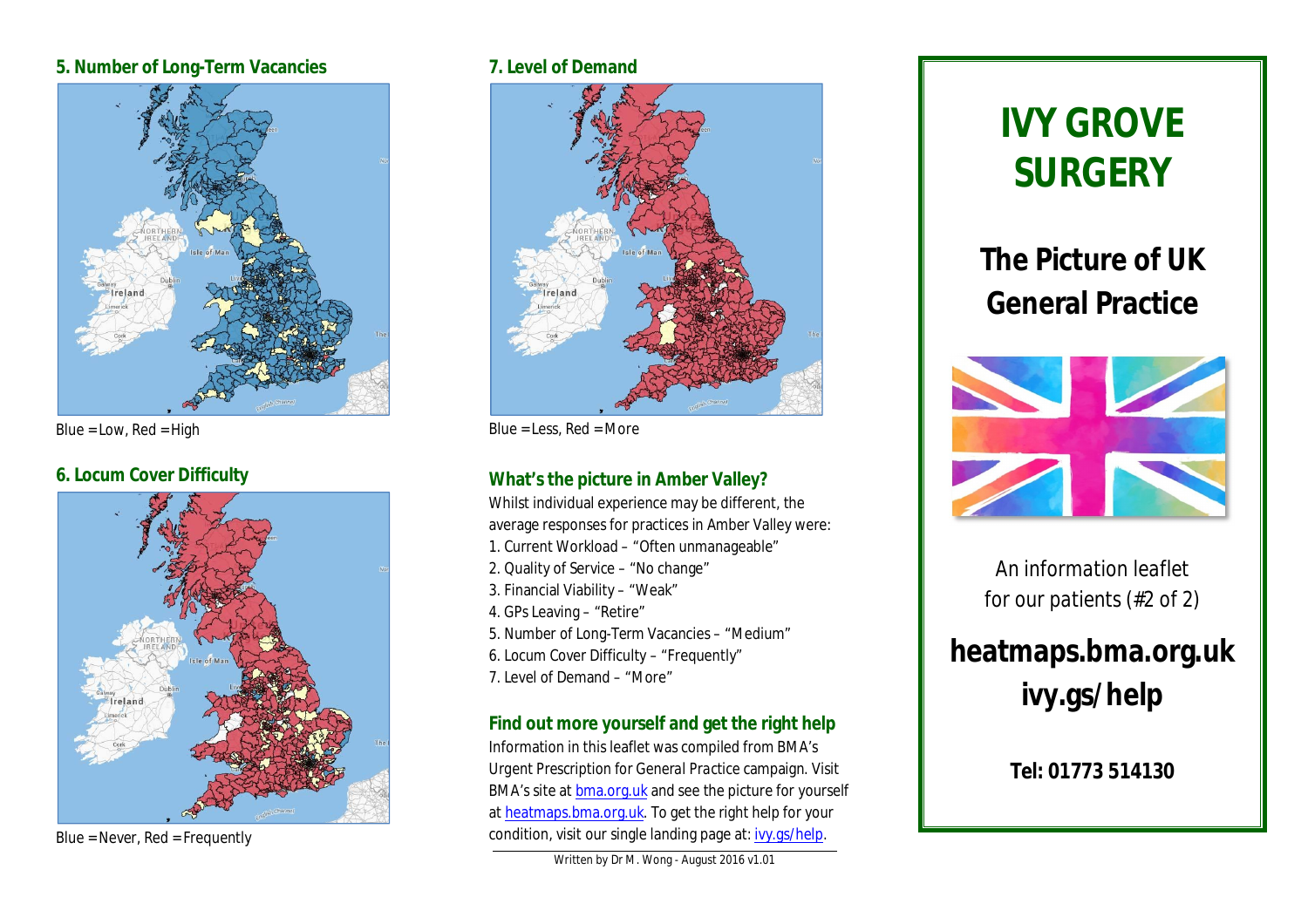## 5. Number of Long-Term Vacancies

Blue = Low, Red = High

## 6. Locum Cover Difficulty

Blue = Never, Red = Frequently

## 7. Level of Demand

Blue = Less, Red = More

## What's the picture in Amber Valley?

Whilst individual experience may be different, the average responses for practices in Amber Valley were:

1. Current Workload – "Often unmanageable"
2. Quality of Service – "No change"
3. Financial Viability – "Weak"
4. GPs Leaving – "Retire"
5. Number of Long-Term Vacancies – "Medium"
6. Locum Cover Difficulty – "Frequently"
7. Level of Demand – "More"

## Find out more yourself and get the right help

Information in this leaflet was compiled from BMA's Urgent Prescription for General Practice campaign. Visit BMA's site at bma.org.uk and see the picture for yourself at heatmaps.bma.org.uk. To get the right help for your condition, visit our single landing page at: ivy.gs/help.

Written by Dr M. Wong - August 2016 v1.01

# IVY GROVE SURGERY

## The Picture of UK General Practice

An information leaflet for our patients (#2 of 2)

**heatmaps.bma.org.uk**
**ivy.gs/help**

**Tel: 01773 514130**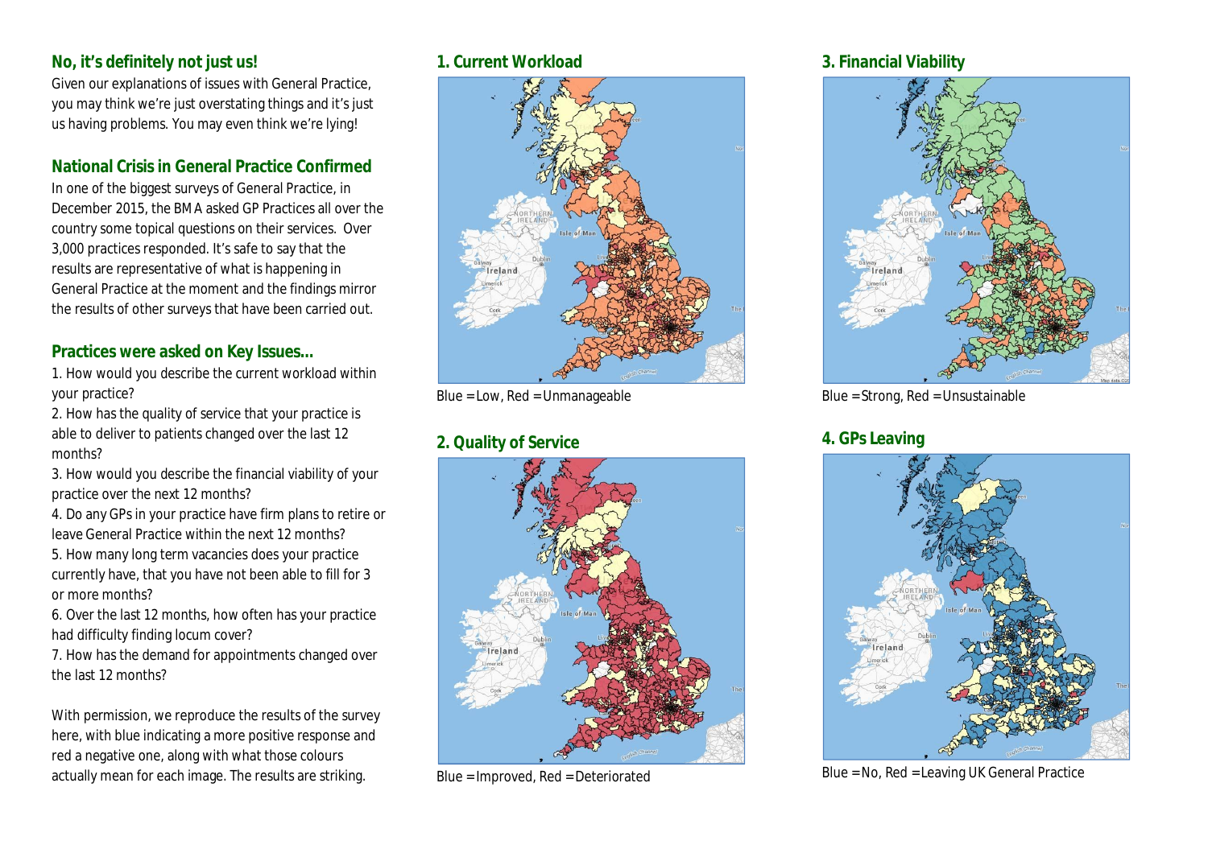## No, it's definitely not just us!

Given our explanations of issues with General Practice, you may think we're just overstating things and it's just us having problems. You may even think we're lying!

## National Crisis in General Practice Confirmed

In one of the biggest surveys of General Practice, in December 2015, the BMA asked GP Practices all over the country some topical questions on their services. Over 3,000 practices responded. It's safe to say that the results are representative of what is happening in General Practice at the moment and the findings mirror the results of other surveys that have been carried out.

## Practices were asked on Key Issues...

1. How would you describe the current workload within your practice?
2. How has the quality of service that your practice is able to deliver to patients changed over the last 12 months?
3. How would you describe the financial viability of your practice over the next 12 months?
4. Do any GPs in your practice have firm plans to retire or leave General Practice within the next 12 months?
5. How many long term vacancies does your practice currently have, that you have not been able to fill for 3 or more months?
6. Over the last 12 months, how often has your practice had difficulty finding locum cover?
7. How has the demand for appointments changed over the last 12 months?

With permission, we reproduce the results of the survey here, with blue indicating a more positive response and red a negative one, along with what those colours actually mean for each image. The results are striking.

## 1. Current Workload

Blue = Low, Red = Unmanageable

## 2. Quality of Service

Blue = Improved, Red = Deteriorated

## 3. Financial Viability

Blue = Strong, Red = Unsustainable

## 4. GPs Leaving

Blue = No, Red = Leaving UK General Practice